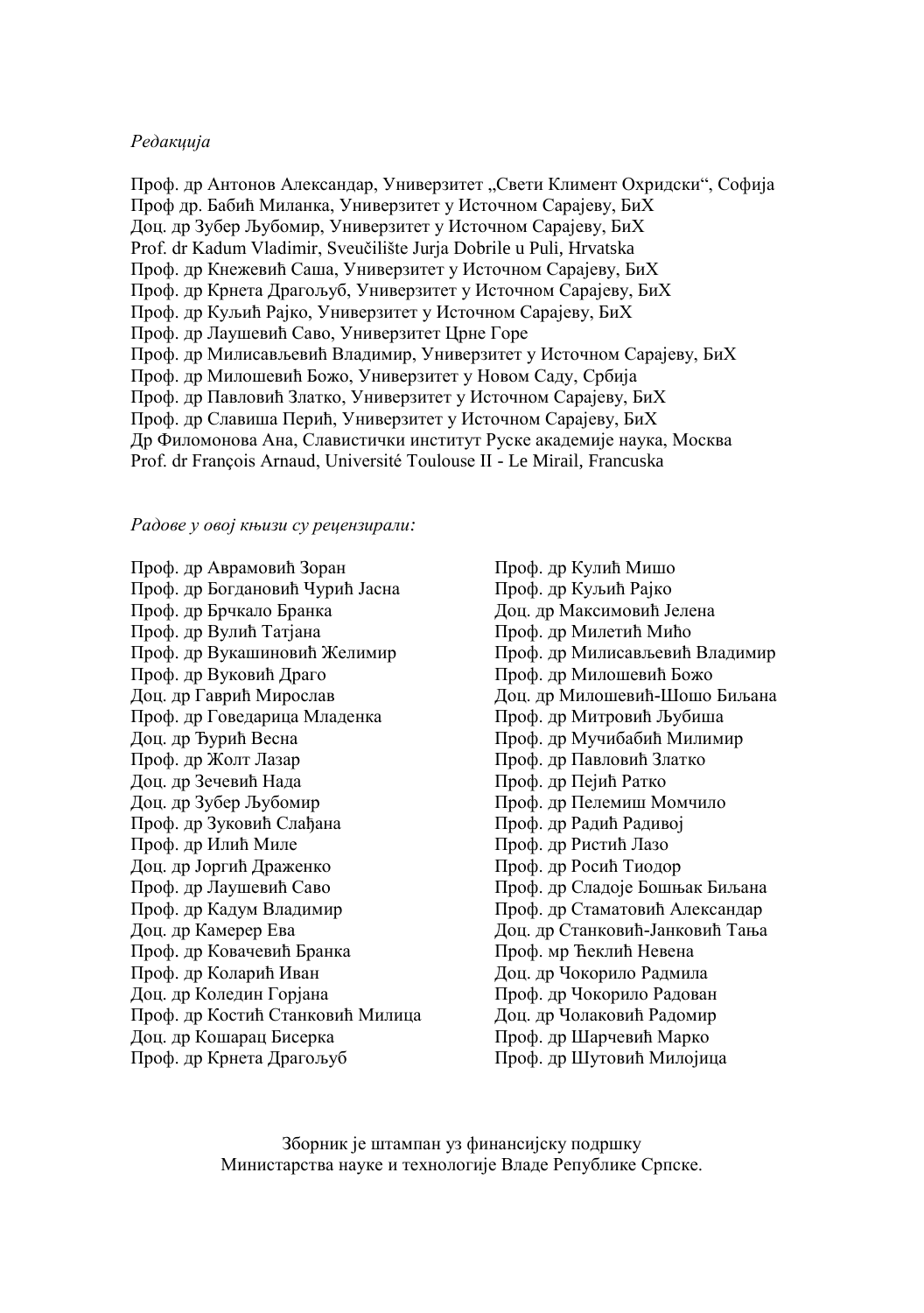*Редакција*

Проф. др Антонов Александар, Универзитет „Свети Климент Охридски", Софија
Проф др. Бабић Миланка, Универзитет у Источном Сарајеву, БиХ
Доц. др Зубер Љубомир, Универзитет у Источном Сарајеву, БиХ
Prof. dr Kadum Vladimir, Sveučilište Jurja Dobrile u Puli, Hrvatska
Проф. др Кнежевић Саша, Универзитет у Источном Сарајеву, БиХ
Проф. др Крнета Драгољуб, Универзитет у Источном Сарајеву, БиХ
Проф. др Куљић Рајко, Универзитет у Источном Сарајеву, БиХ
Проф. др Лаушевић Саво, Универзитет Црне Горе
Проф. др Милисављевић Владимир, Универзитет у Источном Сарајеву, БиХ
Проф. др Милошевић Божо, Универзитет у Новом Саду, Србија
Проф. др Павловић Златко, Универзитет у Источном Сарајеву, БиХ
Проф. др Славиша Перић, Универзитет у Источном Сарајеву, БиХ
Др Филомонова Ана, Славистички институт Руске академије наука, Москва
Prof. dr François Arnaud, Université Toulouse II - Le Mirail, Francuska

*Радове у овој књизи су рецензирали:*

Проф. др Аврамовић Зоран
Проф. др Богдановић Чурић Јасна
Проф. др Брчкало Бранка
Проф. др Вулић Татјана
Проф. др Вукашиновић Желимир
Проф. др Вуковић Драго
Доц. др Гаврић Мирослав
Проф. др Говедарица Младенка
Доц. др Ђурић Весна
Проф. др Жолт Лазар
Доц. др Зечевић Нада
Доц. др Зубер Љубомир
Проф. др Зуковић Слађана
Проф. др Илић Миле
Доц. др Јоргић Драженко
Проф. др Лаушевић Саво
Проф. др Кадум Владимир
Доц. др Камерер Ева
Проф. др Ковачевић Бранка
Проф. др Коларић Иван
Доц. др Коледин Горјана
Проф. др Костић Станковић Милица
Доц. др Кошарац Бисерка
Проф. др Крнета Драгољуб
Проф. др Кулић Мишо
Проф. др Куљић Рајко
Доц. др Максимовић Јелена
Проф. др Милетић Мићо
Проф. др Милисављевић Владимир
Проф. др Милошевић Божо
Доц. др Милошевић-Шошо Биљана
Проф. др Митровић Љубиша
Проф. др Мучибабић Милимир
Проф. др Павловић Златко
Проф. др Пејић Ратко
Проф. др Пелемиш Момчило
Проф. др Радић Радивој
Проф. др Ристић Лазо
Проф. др Росић Тиодор
Проф. др Сладоје Бошњак Биљана
Проф. др Стаматовић Александар
Доц. др Станковић-Јанковић Тања
Проф. мр Ћеклић Невена
Доц. др Чокорило Радмила
Проф. др Чокорило Радован
Доц. др Чолаковић Радомир
Проф. др Шарчевић Марко
Проф. др Шутовић Милојица

Зборник је штампан уз финансијску подршку
Министарства науке и технологије Владе Републике Српске.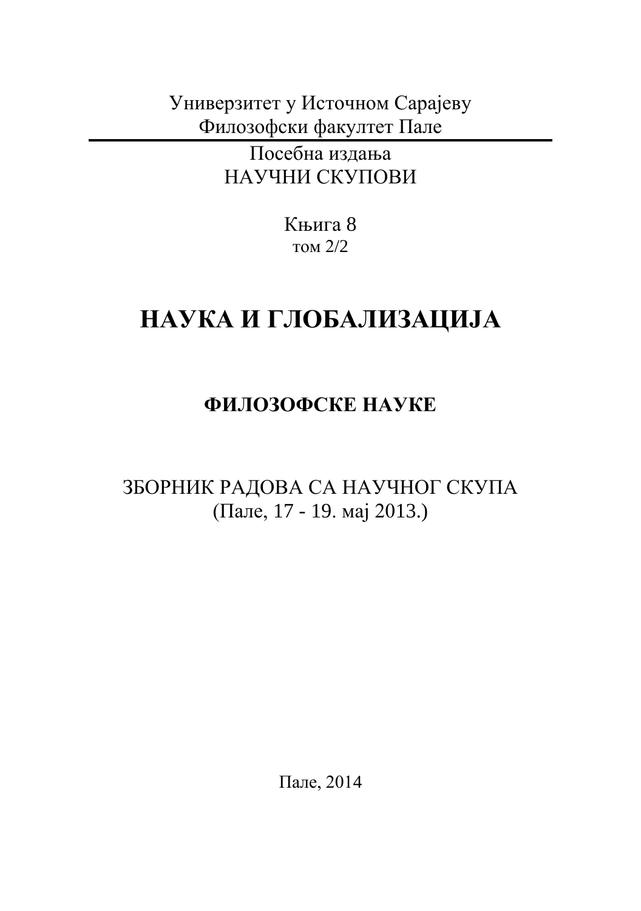Универзитет у Источном Сарајеву
Филозофски факултет Пале

Посебна издања
НАУЧНИ СКУПОВИ

Књига 8
том 2/2

# НАУКА И ГЛОБАЛИЗАЦИЈА

## ФИЛОЗОФСКЕ НАУКЕ

ЗБОРНИК РАДОВА СА НАУЧНОГ СКУПА
(Пале, 17 - 19. мај 2013.)

Пале, 2014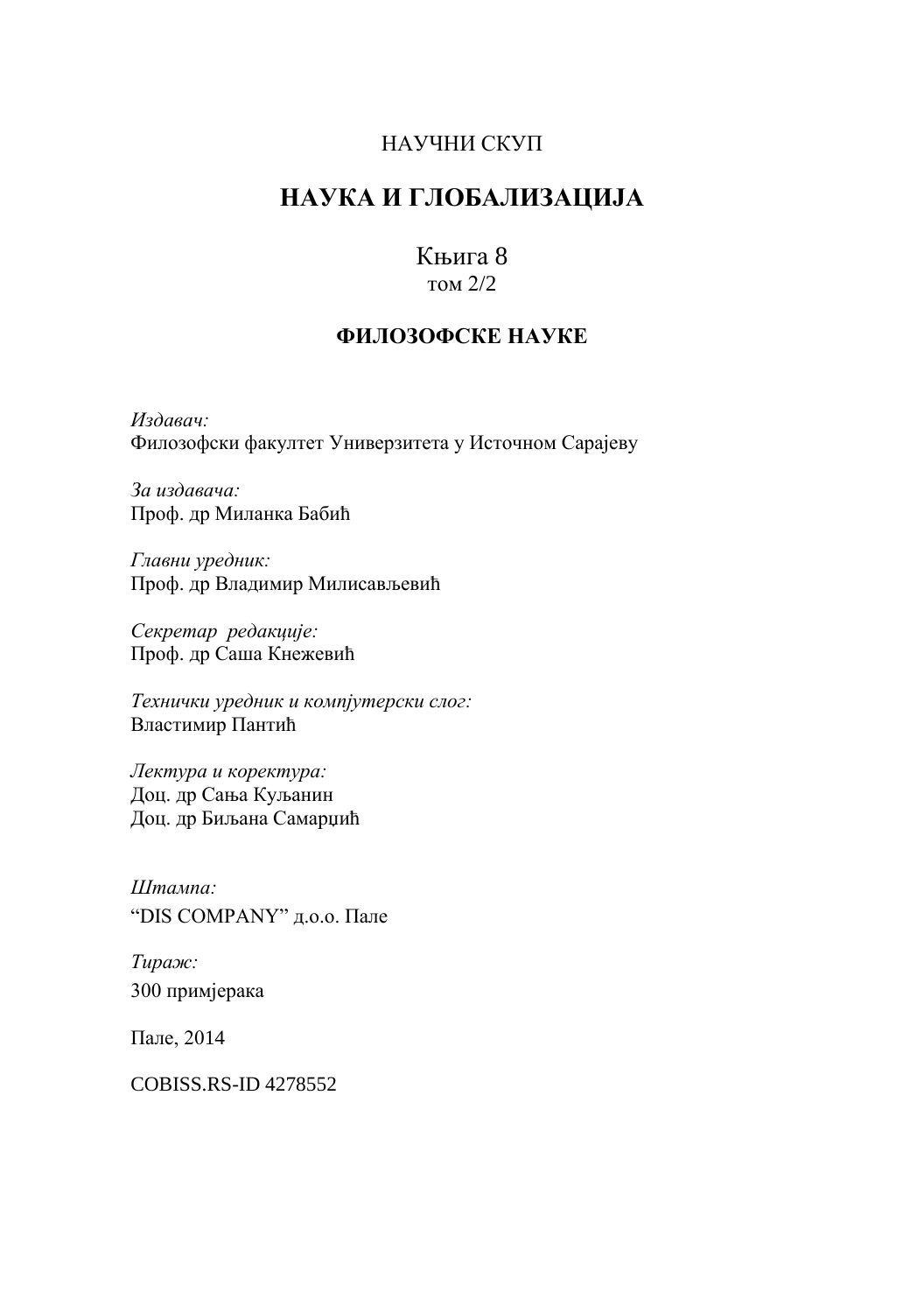НАУЧНИ СКУП

# НАУКА И ГЛОБАЛИЗАЦИЈА

Књига 8
том 2/2

## ФИЛОЗОФСКЕ НАУКЕ

*Издавач:*
Филозофски факултет Универзитета у Источном Сарајеву

*За издавача:*
Проф. др Миланка Бабић

*Главни уредник:*
Проф. др Владимир Милисављевић

*Секретар редакције:*
Проф. др Саша Кнежевић

*Технички уредник и компјутерски слог:*
Властимир Пантић

*Лектура и коректура:*
Доц. др Сања Куљанин
Доц. др Биљана Самарџић

*Штампа:*
"DIS COMPANY" д.о.о. Пале

*Тираж:*
300 примјерака

Пале, 2014

COBISS.RS-ID 4278552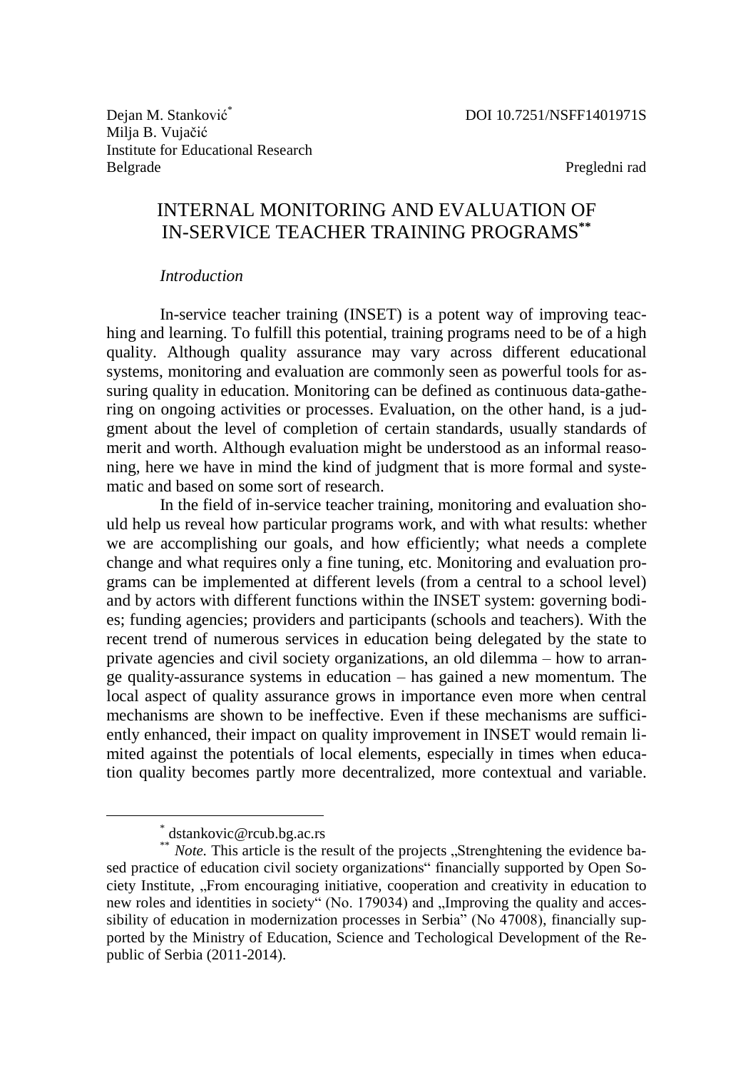Dejan M. Stanković[*]
Milja B. Vujačić
Institute for Educational Research
Belgrade

DOI 10.7251/NSFF1401971S

Pregledni rad

# INTERNAL MONITORING AND EVALUATION OF IN-SERVICE TEACHER TRAINING PROGRAMS[**]

## *Introduction*

In-service teacher training (INSET) is a potent way of improving teaching and learning. To fulfill this potential, training programs need to be of a high quality. Although quality assurance may vary across different educational systems, monitoring and evaluation are commonly seen as powerful tools for assuring quality in education. Monitoring can be defined as continuous data-gathering on ongoing activities or processes. Evaluation, on the other hand, is a judgment about the level of completion of certain standards, usually standards of merit and worth. Although evaluation might be understood as an informal reasoning, here we have in mind the kind of judgment that is more formal and systematic and based on some sort of research.

In the field of in-service teacher training, monitoring and evaluation should help us reveal how particular programs work, and with what results: whether we are accomplishing our goals, and how efficiently; what needs a complete change and what requires only a fine tuning, etc. Monitoring and evaluation programs can be implemented at different levels (from a central to a school level) and by actors with different functions within the INSET system: governing bodies; funding agencies; providers and participants (schools and teachers). With the recent trend of numerous services in education being delegated by the state to private agencies and civil society organizations, an old dilemma – how to arrange quality-assurance systems in education – has gained a new momentum. The local aspect of quality assurance grows in importance even more when central mechanisms are shown to be ineffective. Even if these mechanisms are sufficiently enhanced, their impact on quality improvement in INSET would remain limited against the potentials of local elements, especially in times when education quality becomes partly more decentralized, more contextual and variable.

---

[*] dstankovic@rcub.bg.ac.rs

[**] *Note.* This article is the result of the projects „Strenghtening the evidence based practice of education civil society organizations" financially supported by Open Society Institute, „From encouraging initiative, cooperation and creativity in education to new roles and identities in society" (No. 179034) and „Improving the quality and accessibility of education in modernization processes in Serbia" (No 47008), financially supported by the Ministry of Education, Science and Techological Development of the Republic of Serbia (2011-2014).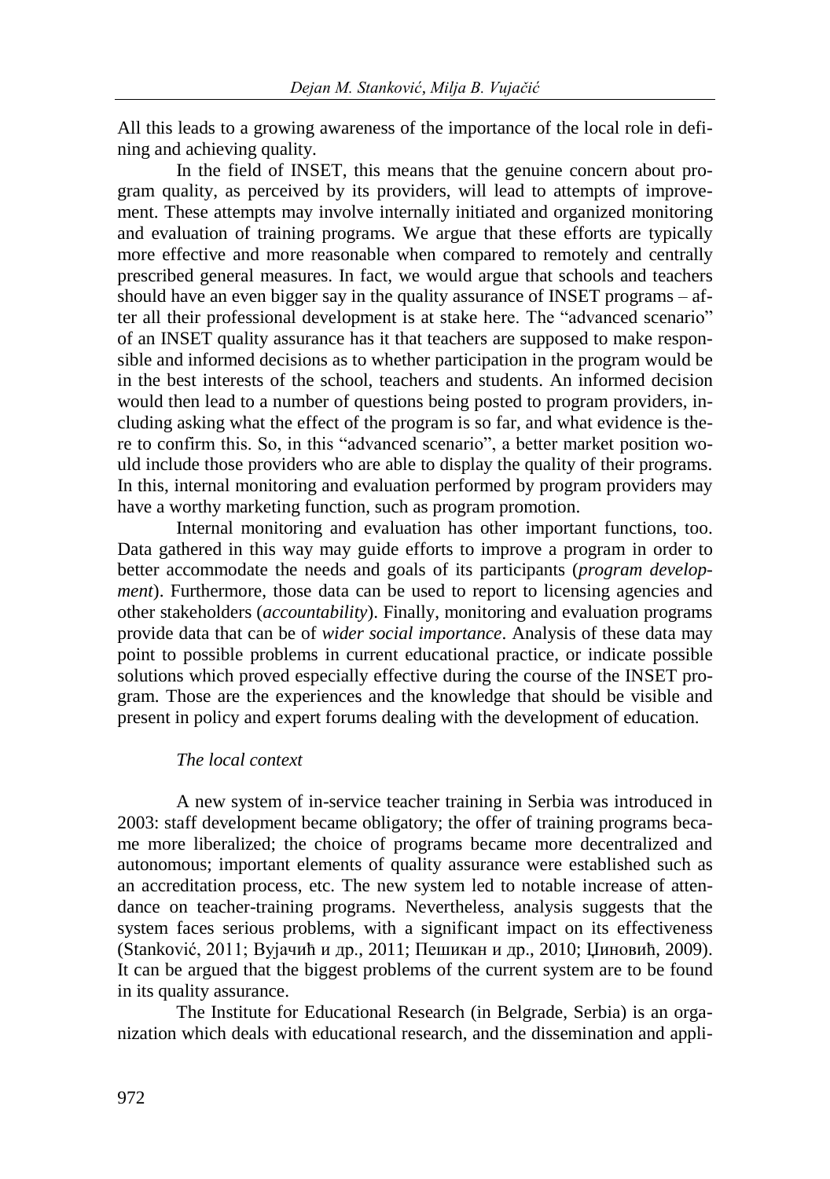All this leads to a growing awareness of the importance of the local role in defining and achieving quality.

In the field of INSET, this means that the genuine concern about program quality, as perceived by its providers, will lead to attempts of improvement. These attempts may involve internally initiated and organized monitoring and evaluation of training programs. We argue that these efforts are typically more effective and more reasonable when compared to remotely and centrally prescribed general measures. In fact, we would argue that schools and teachers should have an even bigger say in the quality assurance of INSET programs – after all their professional development is at stake here. The "advanced scenario" of an INSET quality assurance has it that teachers are supposed to make responsible and informed decisions as to whether participation in the program would be in the best interests of the school, teachers and students. An informed decision would then lead to a number of questions being posted to program providers, including asking what the effect of the program is so far, and what evidence is there to confirm this. So, in this "advanced scenario", a better market position would include those providers who are able to display the quality of their programs. In this, internal monitoring and evaluation performed by program providers may have a worthy marketing function, such as program promotion.

Internal monitoring and evaluation has other important functions, too. Data gathered in this way may guide efforts to improve a program in order to better accommodate the needs and goals of its participants (*program development*). Furthermore, those data can be used to report to licensing agencies and other stakeholders (*accountability*). Finally, monitoring and evaluation programs provide data that can be of *wider social importance*. Analysis of these data may point to possible problems in current educational practice, or indicate possible solutions which proved especially effective during the course of the INSET program. Those are the experiences and the knowledge that should be visible and present in policy and expert forums dealing with the development of education.

### *The local context*

A new system of in-service teacher training in Serbia was introduced in 2003: staff development became obligatory; the offer of training programs became more liberalized; the choice of programs became more decentralized and autonomous; important elements of quality assurance were established such as an accreditation process, etc. The new system led to notable increase of attendance on teacher-training programs. Nevertheless, analysis suggests that the system faces serious problems, with a significant impact on its effectiveness (Stanković, 2011; Вујачић и др., 2011; Пешикан и др., 2010; Циновић, 2009). It can be argued that the biggest problems of the current system are to be found in its quality assurance.

The Institute for Educational Research (in Belgrade, Serbia) is an organization which deals with educational research, and the dissemination and appli-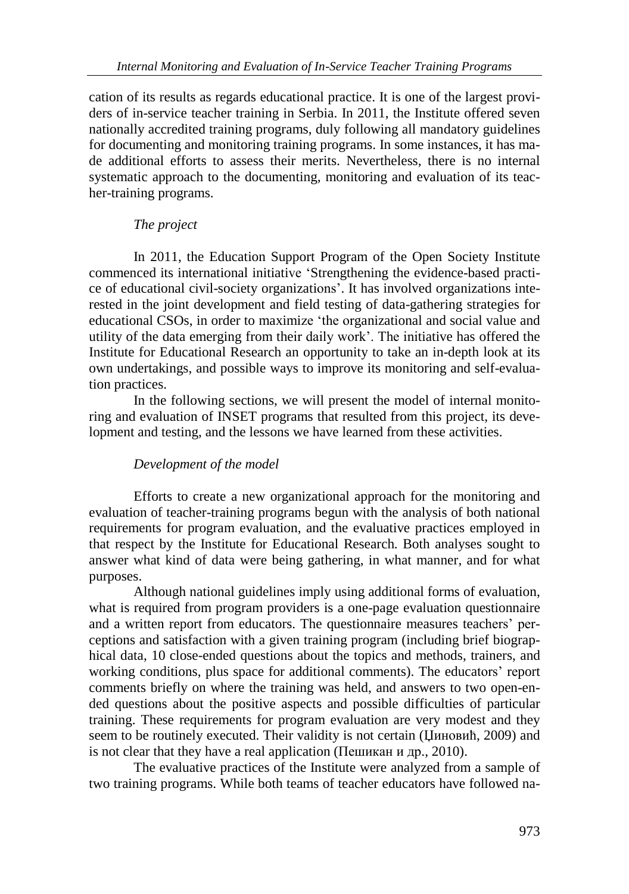cation of its results as regards educational practice. It is one of the largest providers of in-service teacher training in Serbia. In 2011, the Institute offered seven nationally accredited training programs, duly following all mandatory guidelines for documenting and monitoring training programs. In some instances, it has made additional efforts to assess their merits. Nevertheless, there is no internal systematic approach to the documenting, monitoring and evaluation of its teacher-training programs.

*The project*

In 2011, the Education Support Program of the Open Society Institute commenced its international initiative 'Strengthening the evidence-based practice of educational civil-society organizations'. It has involved organizations interested in the joint development and field testing of data-gathering strategies for educational CSOs, in order to maximize 'the organizational and social value and utility of the data emerging from their daily work'. The initiative has offered the Institute for Educational Research an opportunity to take an in-depth look at its own undertakings, and possible ways to improve its monitoring and self-evaluation practices.

In the following sections, we will present the model of internal monitoring and evaluation of INSET programs that resulted from this project, its development and testing, and the lessons we have learned from these activities.

*Development of the model*

Efforts to create a new organizational approach for the monitoring and evaluation of teacher-training programs begun with the analysis of both national requirements for program evaluation, and the evaluative practices employed in that respect by the Institute for Educational Research. Both analyses sought to answer what kind of data were being gathering, in what manner, and for what purposes.

Although national guidelines imply using additional forms of evaluation, what is required from program providers is a one-page evaluation questionnaire and a written report from educators. The questionnaire measures teachers' perceptions and satisfaction with a given training program (including brief biographical data, 10 close-ended questions about the topics and methods, trainers, and working conditions, plus space for additional comments). The educators' report comments briefly on where the training was held, and answers to two open-ended questions about the positive aspects and possible difficulties of particular training. These requirements for program evaluation are very modest and they seem to be routinely executed. Their validity is not certain (Циновић, 2009) and is not clear that they have a real application (Пешикан и др., 2010).

The evaluative practices of the Institute were analyzed from a sample of two training programs. While both teams of teacher educators have followed na-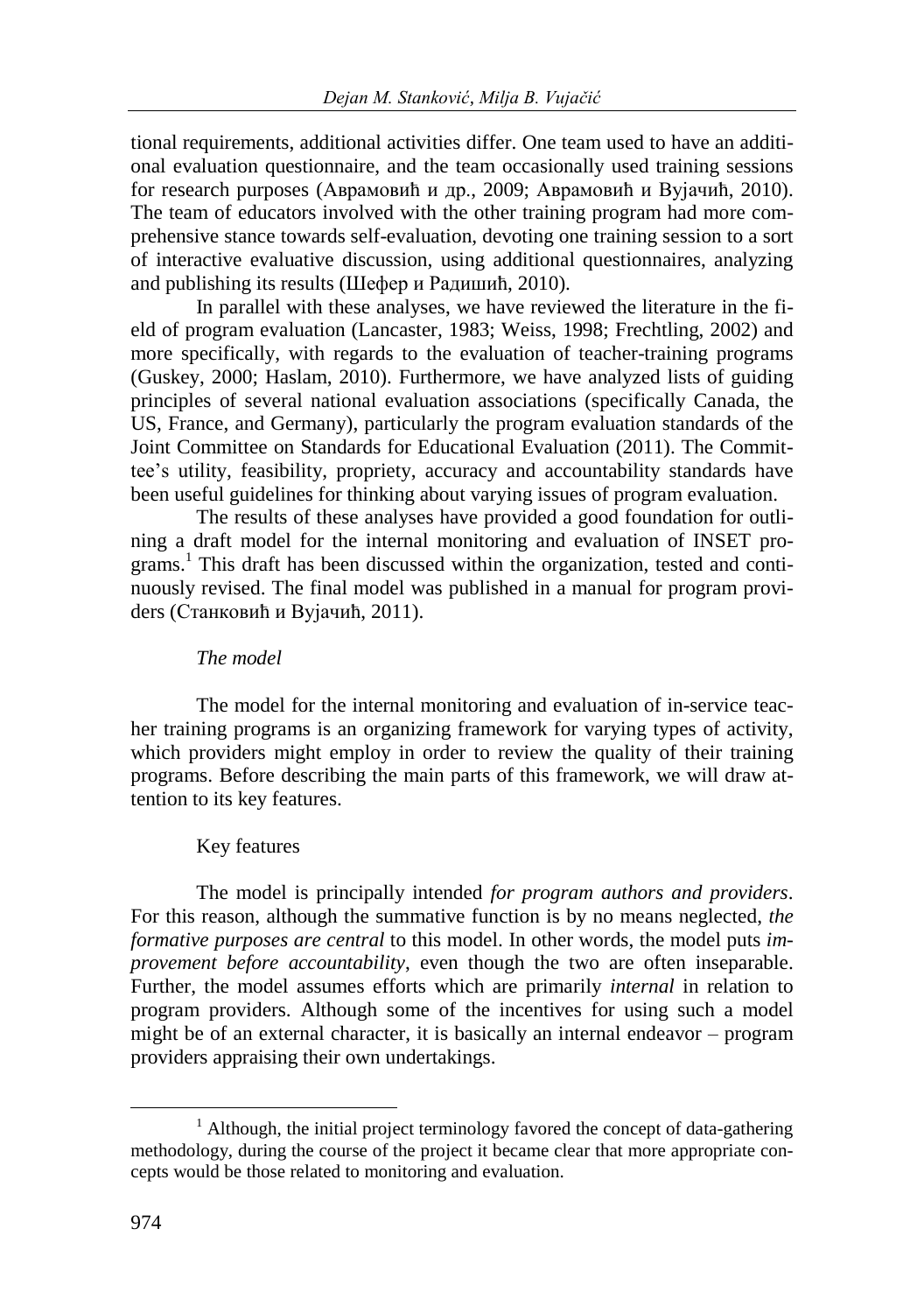tional requirements, additional activities differ. One team used to have an additional evaluation questionnaire, and the team occasionally used training sessions for research purposes (Аврамовић и др., 2009; Аврамовић и Вујачић, 2010). The team of educators involved with the other training program had more comprehensive stance towards self-evaluation, devoting one training session to a sort of interactive evaluative discussion, using additional questionnaires, analyzing and publishing its results (Шефер и Радишић, 2010).

In parallel with these analyses, we have reviewed the literature in the field of program evaluation (Lancaster, 1983; Weiss, 1998; Frechtling, 2002) and more specifically, with regards to the evaluation of teacher-training programs (Guskey, 2000; Haslam, 2010). Furthermore, we have analyzed lists of guiding principles of several national evaluation associations (specifically Canada, the US, France, and Germany), particularly the program evaluation standards of the Joint Committee on Standards for Educational Evaluation (2011). The Committee's utility, feasibility, propriety, accuracy and accountability standards have been useful guidelines for thinking about varying issues of program evaluation.

The results of these analyses have provided a good foundation for outlining a draft model for the internal monitoring and evaluation of INSET programs.[1] This draft has been discussed within the organization, tested and continuously revised. The final model was published in a manual for program providers (Станковић и Вујачић, 2011).

### *The model*

The model for the internal monitoring and evaluation of in-service teacher training programs is an organizing framework for varying types of activity, which providers might employ in order to review the quality of their training programs. Before describing the main parts of this framework, we will draw attention to its key features.

#### Key features

The model is principally intended *for program authors and providers*. For this reason, although the summative function is by no means neglected, *the formative purposes are central* to this model. In other words, the model puts *improvement before accountability*, even though the two are often inseparable. Further, the model assumes efforts which are primarily *internal* in relation to program providers. Although some of the incentives for using such a model might be of an external character, it is basically an internal endeavor – program providers appraising their own undertakings.

[1] Although, the initial project terminology favored the concept of data-gathering methodology, during the course of the project it became clear that more appropriate concepts would be those related to monitoring and evaluation.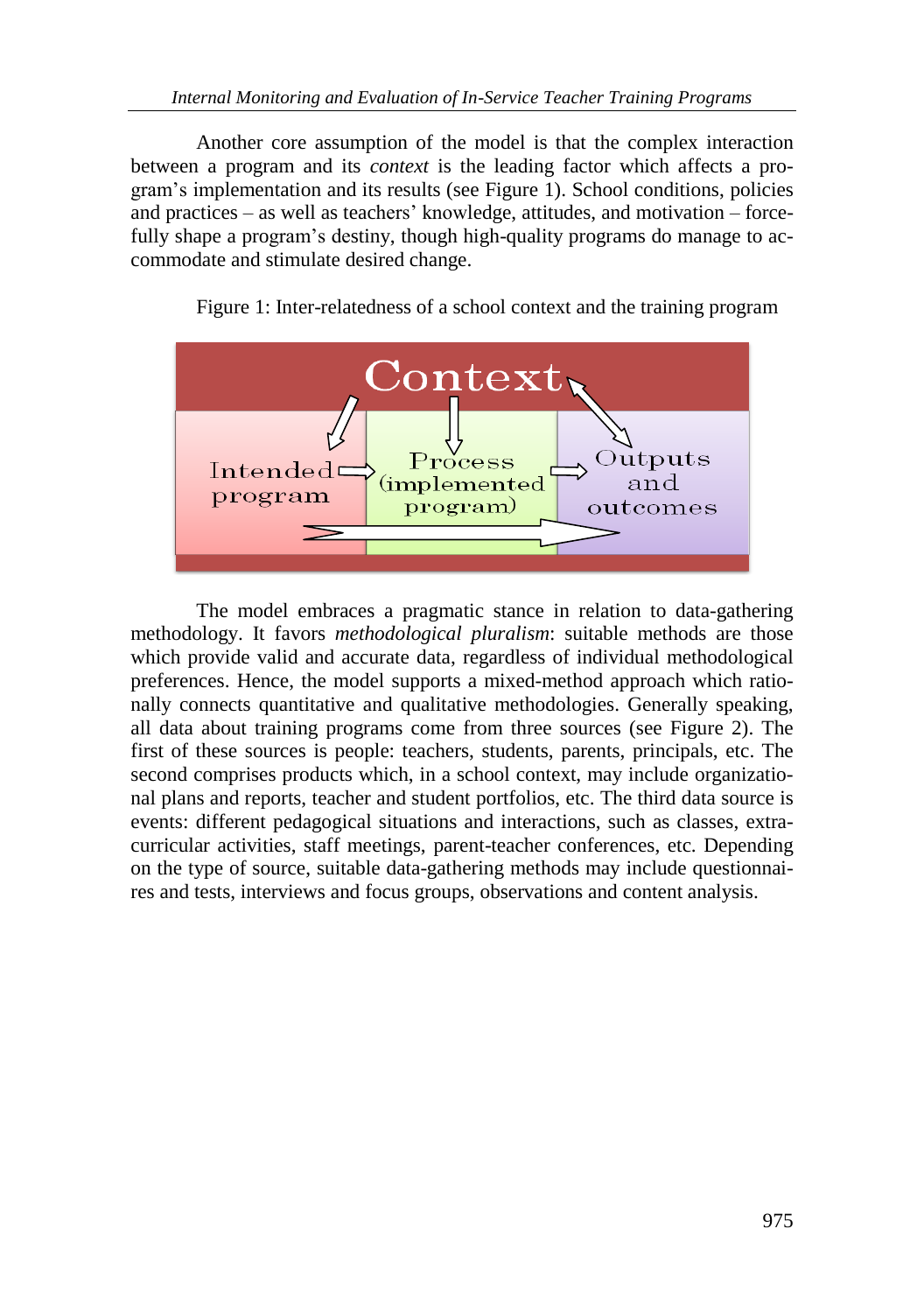Another core assumption of the model is that the complex interaction between a program and its *context* is the leading factor which affects a program's implementation and its results (see Figure 1). School conditions, policies and practices – as well as teachers' knowledge, attitudes, and motivation – forcefully shape a program's destiny, though high-quality programs do manage to accommodate and stimulate desired change.

Figure 1: Inter-relatedness of a school context and the training program

Context

Intended program → Process (implemented program) → Outputs and outcomes

The model embraces a pragmatic stance in relation to data-gathering methodology. It favors *methodological pluralism*: suitable methods are those which provide valid and accurate data, regardless of individual methodological preferences. Hence, the model supports a mixed-method approach which rationally connects quantitative and qualitative methodologies. Generally speaking, all data about training programs come from three sources (see Figure 2). The first of these sources is people: teachers, students, parents, principals, etc. The second comprises products which, in a school context, may include organizational plans and reports, teacher and student portfolios, etc. The third data source is events: different pedagogical situations and interactions, such as classes, extracurricular activities, staff meetings, parent-teacher conferences, etc. Depending on the type of source, suitable data-gathering methods may include questionnaires and tests, interviews and focus groups, observations and content analysis.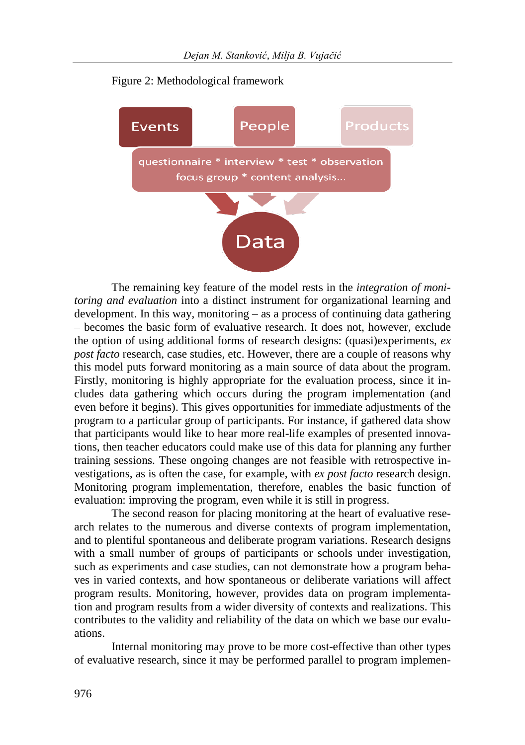Figure 2: Methodological framework

Events

People

Products

questionnaire * interview * test * observation

focus group * content analysis...

Data

The remaining key feature of the model rests in the *integration of monitoring and evaluation* into a distinct instrument for organizational learning and development. In this way, monitoring – as a process of continuing data gathering – becomes the basic form of evaluative research. It does not, however, exclude the option of using additional forms of research designs: (quasi)experiments, *ex post facto* research, case studies, etc. However, there are a couple of reasons why this model puts forward monitoring as a main source of data about the program. Firstly, monitoring is highly appropriate for the evaluation process, since it includes data gathering which occurs during the program implementation (and even before it begins). This gives opportunities for immediate adjustments of the program to a particular group of participants. For instance, if gathered data show that participants would like to hear more real-life examples of presented innovations, then teacher educators could make use of this data for planning any further training sessions. These ongoing changes are not feasible with retrospective investigations, as is often the case, for example, with *ex post facto* research design. Monitoring program implementation, therefore, enables the basic function of evaluation: improving the program, even while it is still in progress.

The second reason for placing monitoring at the heart of evaluative research relates to the numerous and diverse contexts of program implementation, and to plentiful spontaneous and deliberate program variations. Research designs with a small number of groups of participants or schools under investigation, such as experiments and case studies, can not demonstrate how a program behaves in varied contexts, and how spontaneous or deliberate variations will affect program results. Monitoring, however, provides data on program implementation and program results from a wider diversity of contexts and realizations. This contributes to the validity and reliability of the data on which we base our evaluations.

Internal monitoring may prove to be more cost-effective than other types of evaluative research, since it may be performed parallel to program implemen-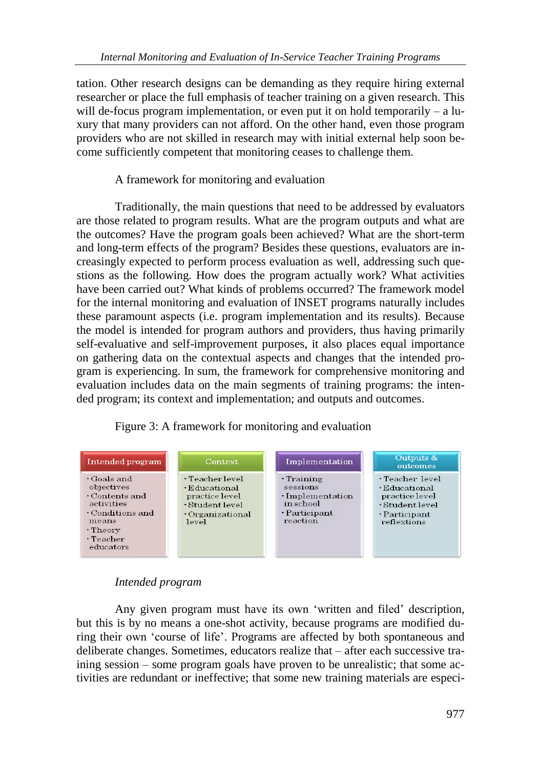tation. Other research designs can be demanding as they require hiring external researcher or place the full emphasis of teacher training on a given research. This will de-focus program implementation, or even put it on hold temporarily – a luxury that many providers can not afford. On the other hand, even those program providers who are not skilled in research may with initial external help soon become sufficiently competent that monitoring ceases to challenge them.

## A framework for monitoring and evaluation

Traditionally, the main questions that need to be addressed by evaluators are those related to program results. What are the program outputs and what are the outcomes? Have the program goals been achieved? What are the short-term and long-term effects of the program? Besides these questions, evaluators are increasingly expected to perform process evaluation as well, addressing such questions as the following. How does the program actually work? What activities have been carried out? What kinds of problems occurred? The framework model for the internal monitoring and evaluation of INSET programs naturally includes these paramount aspects (i.e. program implementation and its results). Because the model is intended for program authors and providers, thus having primarily self-evaluative and self-improvement purposes, it also places equal importance on gathering data on the contextual aspects and changes that the intended program is experiencing. In sum, the framework for comprehensive monitoring and evaluation includes data on the main segments of training programs: the intended program; its context and implementation; and outputs and outcomes.

Figure 3: A framework for monitoring and evaluation

| Intended program | Context | Implementation | Outputs & outcomes |
|---|---|---|---|
| · Goals and objectives<br>· Contents and activities<br>· Conditions and means<br>· Theory<br>· Teacher educators | · Teacher level<br>· Educational practice level<br>· Student level<br>· Organizational level | · Training sessions<br>· Implementation in school<br>· Participant reaction | · Teacher level<br>· Educational practice level<br>· Student level<br>· Participant reflextions |

### *Intended program*

Any given program must have its own 'written and filed' description, but this is by no means a one-shot activity, because programs are modified during their own 'course of life'. Programs are affected by both spontaneous and deliberate changes. Sometimes, educators realize that – after each successive training session – some program goals have proven to be unrealistic; that some activities are redundant or ineffective; that some new training materials are especi-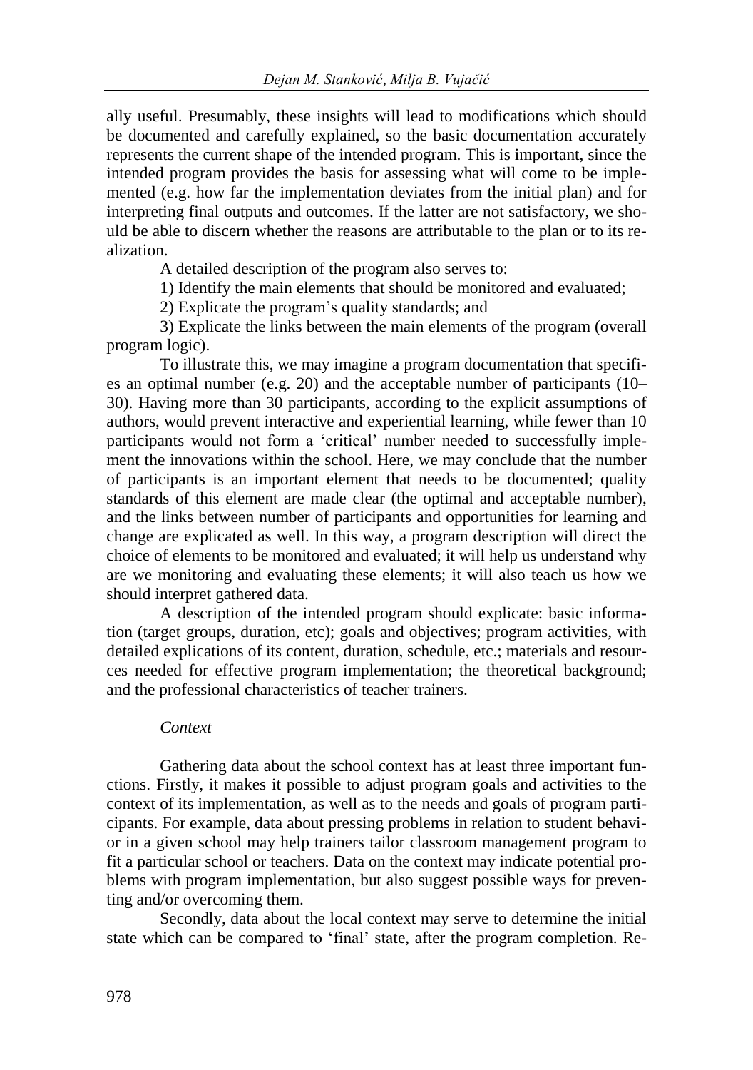ally useful. Presumably, these insights will lead to modifications which should be documented and carefully explained, so the basic documentation accurately represents the current shape of the intended program. This is important, since the intended program provides the basis for assessing what will come to be implemented (e.g. how far the implementation deviates from the initial plan) and for interpreting final outputs and outcomes. If the latter are not satisfactory, we should be able to discern whether the reasons are attributable to the plan or to its realization.

A detailed description of the program also serves to:

1) Identify the main elements that should be monitored and evaluated;

2) Explicate the program's quality standards; and

3) Explicate the links between the main elements of the program (overall program logic).

To illustrate this, we may imagine a program documentation that specifies an optimal number (e.g. 20) and the acceptable number of participants (10–30). Having more than 30 participants, according to the explicit assumptions of authors, would prevent interactive and experiential learning, while fewer than 10 participants would not form a 'critical' number needed to successfully implement the innovations within the school. Here, we may conclude that the number of participants is an important element that needs to be documented; quality standards of this element are made clear (the optimal and acceptable number), and the links between number of participants and opportunities for learning and change are explicated as well. In this way, a program description will direct the choice of elements to be monitored and evaluated; it will help us understand why are we monitoring and evaluating these elements; it will also teach us how we should interpret gathered data.

A description of the intended program should explicate: basic information (target groups, duration, etc); goals and objectives; program activities, with detailed explications of its content, duration, schedule, etc.; materials and resources needed for effective program implementation; the theoretical background; and the professional characteristics of teacher trainers.

*Context*

Gathering data about the school context has at least three important functions. Firstly, it makes it possible to adjust program goals and activities to the context of its implementation, as well as to the needs and goals of program participants. For example, data about pressing problems in relation to student behavior in a given school may help trainers tailor classroom management program to fit a particular school or teachers. Data on the context may indicate potential problems with program implementation, but also suggest possible ways for preventing and/or overcoming them.

Secondly, data about the local context may serve to determine the initial state which can be compared to 'final' state, after the program completion. Re-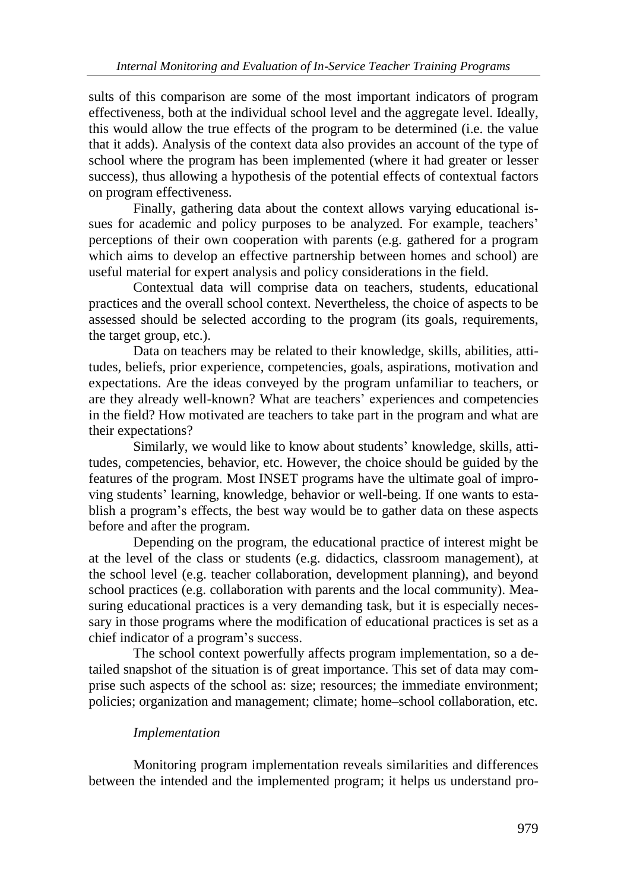sults of this comparison are some of the most important indicators of program effectiveness, both at the individual school level and the aggregate level. Ideally, this would allow the true effects of the program to be determined (i.e. the value that it adds). Analysis of the context data also provides an account of the type of school where the program has been implemented (where it had greater or lesser success), thus allowing a hypothesis of the potential effects of contextual factors on program effectiveness.

Finally, gathering data about the context allows varying educational issues for academic and policy purposes to be analyzed. For example, teachers' perceptions of their own cooperation with parents (e.g. gathered for a program which aims to develop an effective partnership between homes and school) are useful material for expert analysis and policy considerations in the field.

Contextual data will comprise data on teachers, students, educational practices and the overall school context. Nevertheless, the choice of aspects to be assessed should be selected according to the program (its goals, requirements, the target group, etc.).

Data on teachers may be related to their knowledge, skills, abilities, attitudes, beliefs, prior experience, competencies, goals, aspirations, motivation and expectations. Are the ideas conveyed by the program unfamiliar to teachers, or are they already well-known? What are teachers' experiences and competencies in the field? How motivated are teachers to take part in the program and what are their expectations?

Similarly, we would like to know about students' knowledge, skills, attitudes, competencies, behavior, etc. However, the choice should be guided by the features of the program. Most INSET programs have the ultimate goal of improving students' learning, knowledge, behavior or well-being. If one wants to establish a program's effects, the best way would be to gather data on these aspects before and after the program.

Depending on the program, the educational practice of interest might be at the level of the class or students (e.g. didactics, classroom management), at the school level (e.g. teacher collaboration, development planning), and beyond school practices (e.g. collaboration with parents and the local community). Measuring educational practices is a very demanding task, but it is especially necessary in those programs where the modification of educational practices is set as a chief indicator of a program's success.

The school context powerfully affects program implementation, so a detailed snapshot of the situation is of great importance. This set of data may comprise such aspects of the school as: size; resources; the immediate environment; policies; organization and management; climate; home–school collaboration, etc.

*Implementation*

Monitoring program implementation reveals similarities and differences between the intended and the implemented program; it helps us understand pro-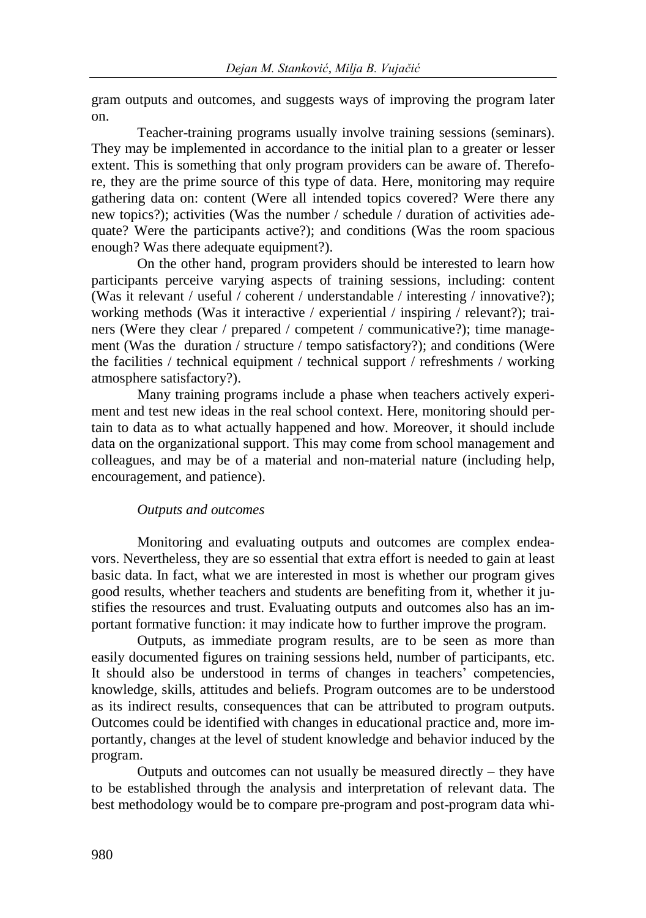gram outputs and outcomes, and suggests ways of improving the program later on.

Teacher-training programs usually involve training sessions (seminars). They may be implemented in accordance to the initial plan to a greater or lesser extent. This is something that only program providers can be aware of. Therefore, they are the prime source of this type of data. Here, monitoring may require gathering data on: content (Were all intended topics covered? Were there any new topics?); activities (Was the number / schedule / duration of activities adequate? Were the participants active?); and conditions (Was the room spacious enough? Was there adequate equipment?).

On the other hand, program providers should be interested to learn how participants perceive varying aspects of training sessions, including: content (Was it relevant / useful / coherent / understandable / interesting / innovative?); working methods (Was it interactive / experiential / inspiring / relevant?); trainers (Were they clear / prepared / competent / communicative?); time management (Was the duration / structure / tempo satisfactory?); and conditions (Were the facilities / technical equipment / technical support / refreshments / working atmosphere satisfactory?).

Many training programs include a phase when teachers actively experiment and test new ideas in the real school context. Here, monitoring should pertain to data as to what actually happened and how. Moreover, it should include data on the organizational support. This may come from school management and colleagues, and may be of a material and non-material nature (including help, encouragement, and patience).

*Outputs and outcomes*

Monitoring and evaluating outputs and outcomes are complex endeavors. Nevertheless, they are so essential that extra effort is needed to gain at least basic data. In fact, what we are interested in most is whether our program gives good results, whether teachers and students are benefiting from it, whether it justifies the resources and trust. Evaluating outputs and outcomes also has an important formative function: it may indicate how to further improve the program.

Outputs, as immediate program results, are to be seen as more than easily documented figures on training sessions held, number of participants, etc. It should also be understood in terms of changes in teachers' competencies, knowledge, skills, attitudes and beliefs. Program outcomes are to be understood as its indirect results, consequences that can be attributed to program outputs. Outcomes could be identified with changes in educational practice and, more importantly, changes at the level of student knowledge and behavior induced by the program.

Outputs and outcomes can not usually be measured directly – they have to be established through the analysis and interpretation of relevant data. The best methodology would be to compare pre-program and post-program data whi-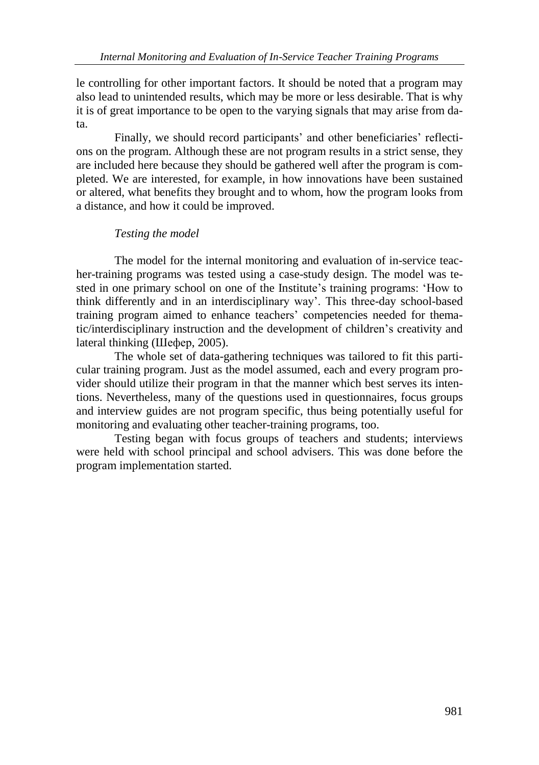le controlling for other important factors. It should be noted that a program may also lead to unintended results, which may be more or less desirable. That is why it is of great importance to be open to the varying signals that may arise from data.

Finally, we should record participants' and other beneficiaries' reflections on the program. Although these are not program results in a strict sense, they are included here because they should be gathered well after the program is completed. We are interested, for example, in how innovations have been sustained or altered, what benefits they brought and to whom, how the program looks from a distance, and how it could be improved.

### *Testing the model*

The model for the internal monitoring and evaluation of in-service teacher-training programs was tested using a case-study design. The model was tested in one primary school on one of the Institute's training programs: 'How to think differently and in an interdisciplinary way'. This three-day school-based training program aimed to enhance teachers' competencies needed for thematic/interdisciplinary instruction and the development of children's creativity and lateral thinking (Шефер, 2005).

The whole set of data-gathering techniques was tailored to fit this particular training program. Just as the model assumed, each and every program provider should utilize their program in that the manner which best serves its intentions. Nevertheless, many of the questions used in questionnaires, focus groups and interview guides are not program specific, thus being potentially useful for monitoring and evaluating other teacher-training programs, too.

Testing began with focus groups of teachers and students; interviews were held with school principal and school advisers. This was done before the program implementation started.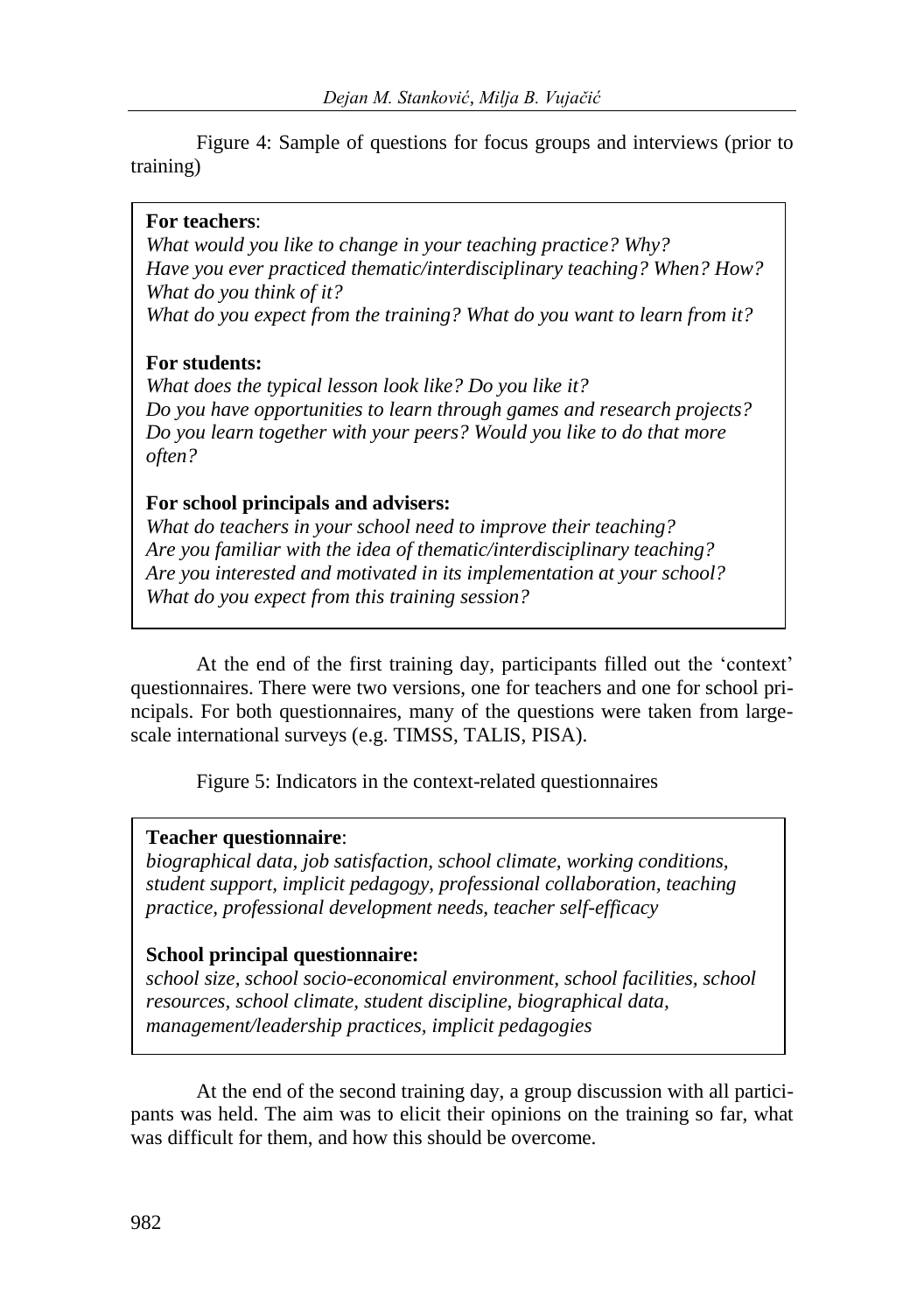Figure 4: Sample of questions for focus groups and interviews (prior to training)

> **For teachers**:
> *What would you like to change in your teaching practice? Why?*
> *Have you ever practiced thematic/interdisciplinary teaching? When? How? What do you think of it?*
> *What do you expect from the training? What do you want to learn from it?*
>
> **For students:**
> *What does the typical lesson look like? Do you like it?*
> *Do you have opportunities to learn through games and research projects?*
> *Do you learn together with your peers? Would you like to do that more often?*
>
> **For school principals and advisers:**
> *What do teachers in your school need to improve their teaching?*
> *Are you familiar with the idea of thematic/interdisciplinary teaching?*
> *Are you interested and motivated in its implementation at your school?*
> *What do you expect from this training session?*

At the end of the first training day, participants filled out the 'context' questionnaires. There were two versions, one for teachers and one for school principals. For both questionnaires, many of the questions were taken from large-scale international surveys (e.g. TIMSS, TALIS, PISA).

Figure 5: Indicators in the context-related questionnaires

> **Teacher questionnaire**:
> *biographical data, job satisfaction, school climate, working conditions, student support, implicit pedagogy, professional collaboration, teaching practice, professional development needs, teacher self-efficacy*
>
> **School principal questionnaire:**
> *school size, school socio-economical environment, school facilities, school resources, school climate, student discipline, biographical data, management/leadership practices, implicit pedagogies*

At the end of the second training day, a group discussion with all participants was held. The aim was to elicit their opinions on the training so far, what was difficult for them, and how this should be overcome.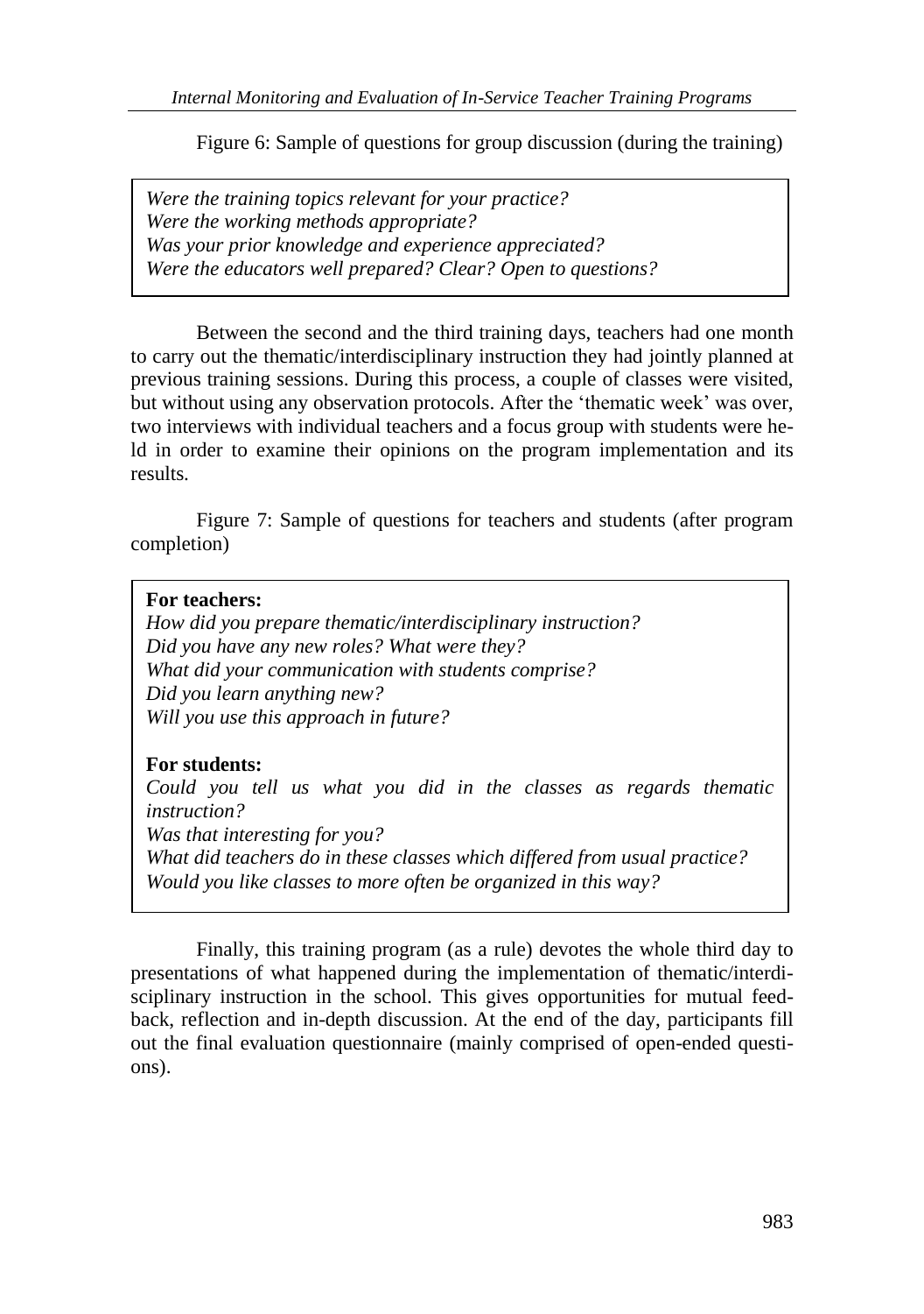Figure 6: Sample of questions for group discussion (during the training)

*Were the training topics relevant for your practice?*
*Were the working methods appropriate?*
*Was your prior knowledge and experience appreciated?*
*Were the educators well prepared? Clear? Open to questions?*

Between the second and the third training days, teachers had one month to carry out the thematic/interdisciplinary instruction they had jointly planned at previous training sessions. During this process, a couple of classes were visited, but without using any observation protocols. After the 'thematic week' was over, two interviews with individual teachers and a focus group with students were held in order to examine their opinions on the program implementation and its results.

Figure 7: Sample of questions for teachers and students (after program completion)

**For teachers:**
*How did you prepare thematic/interdisciplinary instruction?*
*Did you have any new roles? What were they?*
*What did your communication with students comprise?*
*Did you learn anything new?*
*Will you use this approach in future?*

**For students:**
*Could you tell us what you did in the classes as regards thematic instruction?*
*Was that interesting for you?*
*What did teachers do in these classes which differed from usual practice?*
*Would you like classes to more often be organized in this way?*

Finally, this training program (as a rule) devotes the whole third day to presentations of what happened during the implementation of thematic/interdisciplinary instruction in the school. This gives opportunities for mutual feedback, reflection and in-depth discussion. At the end of the day, participants fill out the final evaluation questionnaire (mainly comprised of open-ended questions).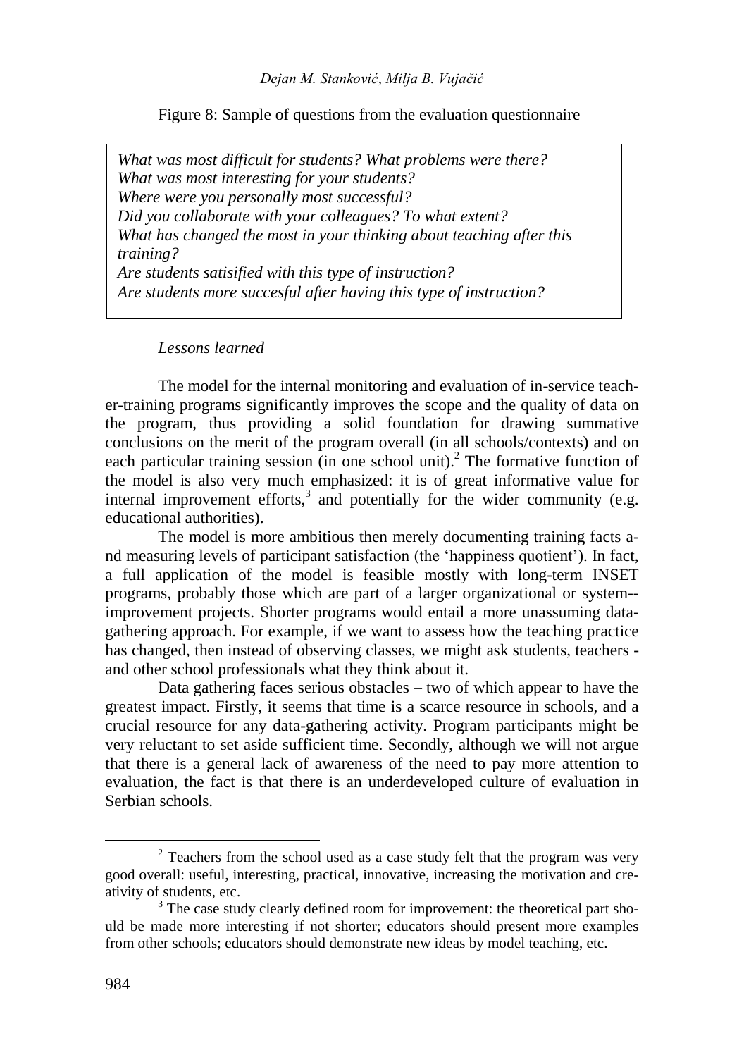Figure 8: Sample of questions from the evaluation questionnaire

*What was most difficult for students? What problems were there?*
*What was most interesting for your students?*
*Where were you personally most successful?*
*Did you collaborate with your colleagues? To what extent?*
*What has changed the most in your thinking about teaching after this training?*
*Are students satisified with this type of instruction?*
*Are students more succesful after having this type of instruction?*

*Lessons learned*

The model for the internal monitoring and evaluation of in-service teacher-training programs significantly improves the scope and the quality of data on the program, thus providing a solid foundation for drawing summative conclusions on the merit of the program overall (in all schools/contexts) and on each particular training session (in one school unit).[2] The formative function of the model is also very much emphasized: it is of great informative value for internal improvement efforts,[3] and potentially for the wider community (e.g. educational authorities).

The model is more ambitious then merely documenting training facts and measuring levels of participant satisfaction (the 'happiness quotient'). In fact, a full application of the model is feasible mostly with long-term INSET programs, probably those which are part of a larger organizational or system--improvement projects. Shorter programs would entail a more unassuming data-gathering approach. For example, if we want to assess how the teaching practice has changed, then instead of observing classes, we might ask students, teachers - and other school professionals what they think about it.

Data gathering faces serious obstacles – two of which appear to have the greatest impact. Firstly, it seems that time is a scarce resource in schools, and a crucial resource for any data-gathering activity. Program participants might be very reluctant to set aside sufficient time. Secondly, although we will not argue that there is a general lack of awareness of the need to pay more attention to evaluation, the fact is that there is an underdeveloped culture of evaluation in Serbian schools.

---

[2] Teachers from the school used as a case study felt that the program was very good overall: useful, interesting, practical, innovative, increasing the motivation and creativity of students, etc.

[3] The case study clearly defined room for improvement: the theoretical part should be made more interesting if not shorter; educators should present more examples from other schools; educators should demonstrate new ideas by model teaching, etc.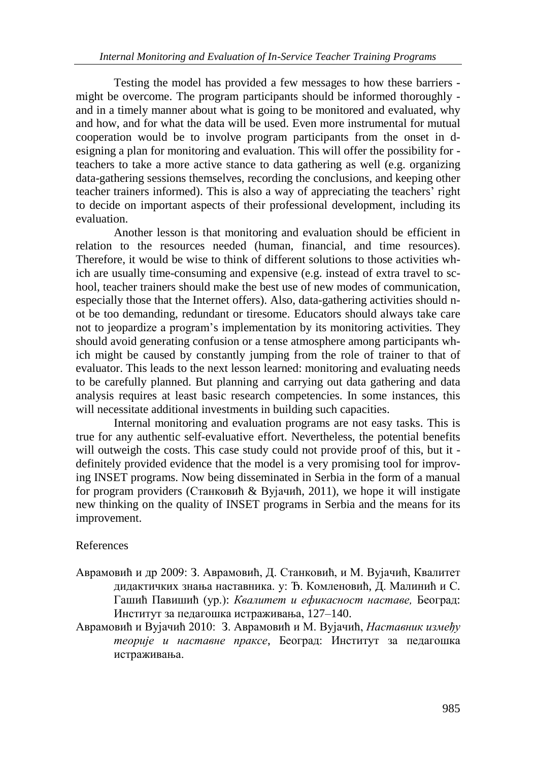Testing the model has provided a few messages to how these barriers might be overcome. The program participants should be informed thoroughly and in a timely manner about what is going to be monitored and evaluated, why and how, and for what the data will be used. Even more instrumental for mutual cooperation would be to involve program participants from the onset in designing a plan for monitoring and evaluation. This will offer the possibility for teachers to take a more active stance to data gathering as well (e.g. organizing data-gathering sessions themselves, recording the conclusions, and keeping other teacher trainers informed). This is also a way of appreciating the teachers' right to decide on important aspects of their professional development, including its evaluation.

Another lesson is that monitoring and evaluation should be efficient in relation to the resources needed (human, financial, and time resources). Therefore, it would be wise to think of different solutions to those activities which are usually time-consuming and expensive (e.g. instead of extra travel to school, teacher trainers should make the best use of new modes of communication, especially those that the Internet offers). Also, data-gathering activities should not be too demanding, redundant or tiresome. Educators should always take care not to jeopardize a program's implementation by its monitoring activities. They should avoid generating confusion or a tense atmosphere among participants which might be caused by constantly jumping from the role of trainer to that of evaluator. This leads to the next lesson learned: monitoring and evaluating needs to be carefully planned. But planning and carrying out data gathering and data analysis requires at least basic research competencies. In some instances, this will necessitate additional investments in building such capacities.

Internal monitoring and evaluation programs are not easy tasks. This is true for any authentic self-evaluative effort. Nevertheless, the potential benefits will outweigh the costs. This case study could not provide proof of this, but it definitely provided evidence that the model is a very promising tool for improving INSET programs. Now being disseminated in Serbia in the form of a manual for program providers (Станковић & Вујачић, 2011), we hope it will instigate new thinking on the quality of INSET programs in Serbia and the means for its improvement.

References

Аврамовић и др 2009: З. Аврамовић, Д. Станковић, и М. Вујачић, Квалитет дидактичких знања наставника. у: Ђ. Комленовић, Д. Малинић и С. Гашић Павишић (ур.): *Квалитет и ефикасност наставе,* Београд: Институт за педагошка истраживања, 127–140.

Аврамовић и Вујачић 2010: З. Аврамовић и М. Вујачић, *Наставник између теорије и наставне праксе*, Београд: Институт за педагошка истраживања.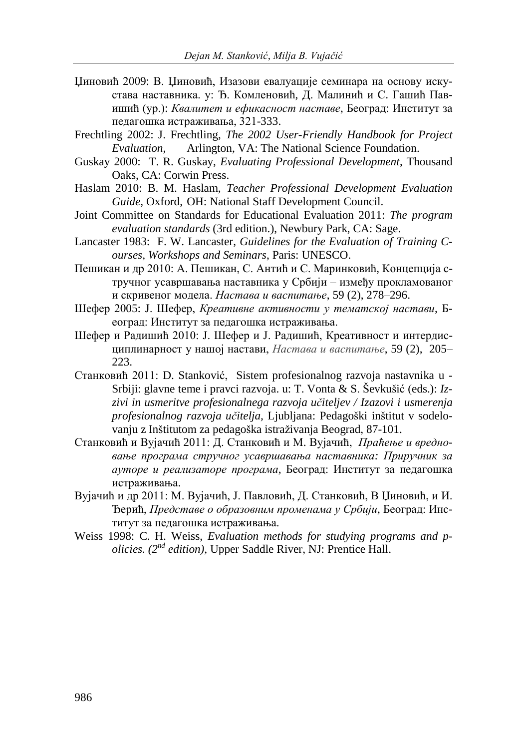Циновић 2009: В. Циновић, Изазови евалуације семинара на основу искустава наставника. у: Ђ. Комленовић, Д. Малинић и С. Гашић Павишић (ур.): *Квалитет и ефикасност наставе*, Београд: Институт за педагошка истраживања, 321-333.

Frechtling 2002: J. Frechtling, *The 2002 User-Friendly Handbook for Project Evaluation*, Arlington, VA: The National Science Foundation.

Guskay 2000: T. R. Guskay, *Evaluating Professional Development*, Thousand Oaks, CA: Corwin Press.

Haslam 2010: B. M. Haslam, *Teacher Professional Development Evaluation Guide,* Oxford, OH: National Staff Development Council.

Joint Committee on Standards for Educational Evaluation 2011: *The program evaluation standards* (3rd edition.), Newbury Park, CA: Sage.

Lancaster 1983: F. W. Lancaster, *Guidelines for the Evaluation of Training Courses, Workshops and Seminars*, Paris: UNESCO.

Пешикан и др 2010: А. Пешикан, С. Антић и С. Маринковић, Концепција стручног усавршавања наставника у Србији – између прокламованог и скривеног модела. *Настава и васпитање*, 59 (2), 278–296.

Шефер 2005: Ј. Шефер, *Креативне активности у тематској настави*, Београд: Институт за педагошка истраживања.

Шефер и Радишић 2010: Ј. Шефер и Ј. Радишић, Креативност и интердисциплинарност у нашој настави, *Настава и васпитање*, 59 (2), 205–223.

Станковић 2011: D. Stanković, Sistem profesionalnog razvoja nastavnika u Srbiji: glavne teme i pravci razvoja. u: T. Vonta & S. Ševkušić (eds.): *Izzivi in usmeritve profesionalnega razvoja učiteljev / Izazovi i usmerenja profesionalnog razvoja učitelja,* Ljubljana: Pedagoški inštitut v sodelovanju z Inštitutom za pedagoška istraživanja Beograd, 87-101.

Станковић и Вујачић 2011: Д. Станковић и М. Вујачић, *Праћење и вредновање програма стручног усавршавања наставника: Приручник за ауторе и реализаторе програма*, Београд: Институт за педагошка истраживања.

Вујачић и др 2011: М. Вујачић, Ј. Павловић, Д. Станковић, В Циновић, и И. Ђерић, *Представе о образовним променама у Србији*, Београд: Институт за педагошка истраживања.

Weiss 1998: C. H. Weiss, *Evaluation methods for studying programs and policies. (2nd edition),* Upper Saddle River, NJ: Prentice Hall.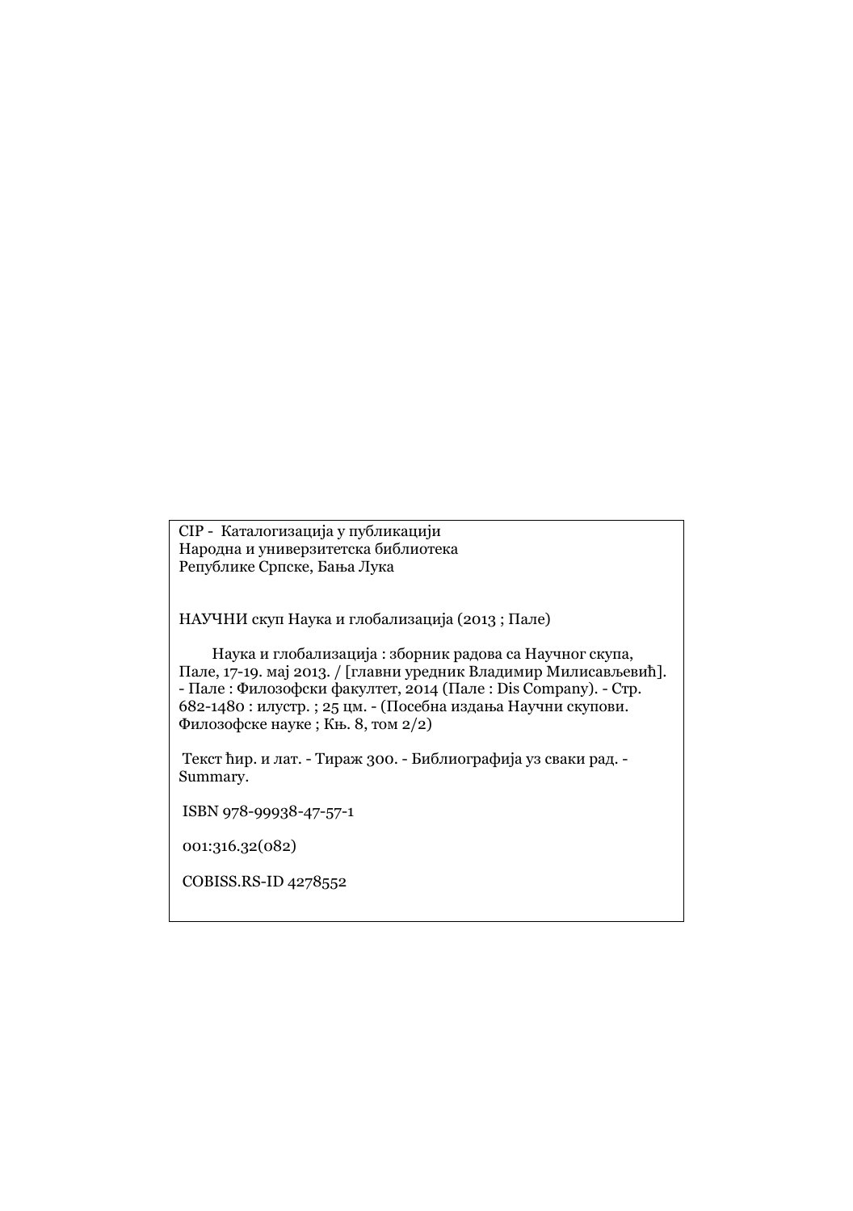CIP - Каталогизација у публикацији
Народна и универзитетска библиотека
Републике Српске, Бања Лука

НАУЧНИ скуп Наука и глобализација (2013 ; Пале)

Наука и глобализација : зборник радова са Научног скупа, Пале, 17-19. мај 2013. / [главни уредник Владимир Милисављевић]. - Пале : Филозофски факултет, 2014 (Пале : Dis Company). - Стр. 682-1480 : илустр. ; 25 цм. - (Посебна издања Научни скупови. Филозофске науке ; Књ. 8, том 2/2)

Текст ћир. и лат. - Тираж 300. - Библиографија уз сваки рад. - Summary.

ISBN 978-99938-47-57-1

001:316.32(082)

COBISS.RS-ID 4278552